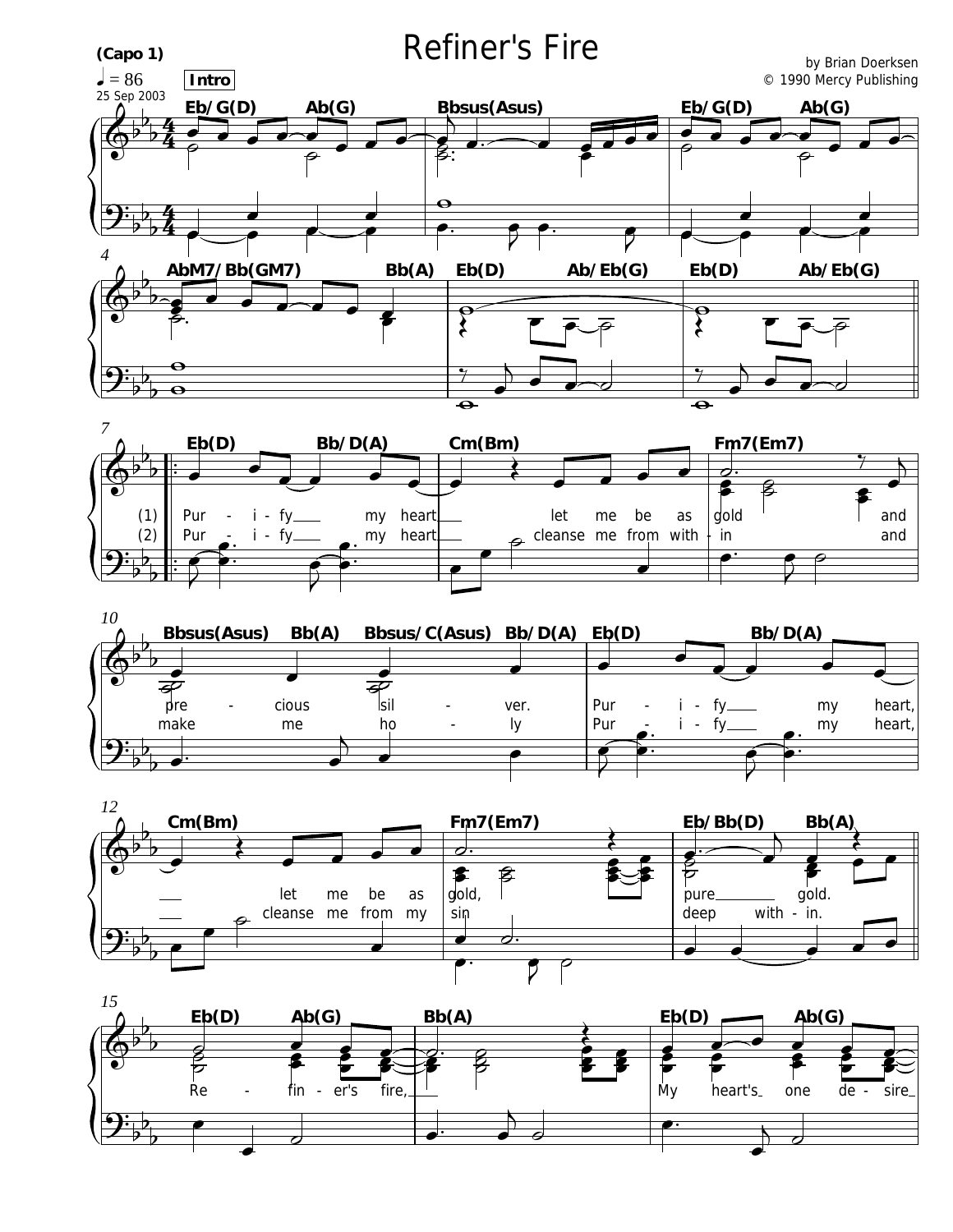# Refiner's Fire

(Capo 1)

♩ = 86

25 Sep 2003

by Brian Doerksen
© 1990 Mercy Publishing

**Intro**

Eb/G(D) Ab(G) Bbsus(Asus) Eb/G(D) Ab(G)

AbM7/Bb(GM7) Bb(A) Eb(D) Ab/Eb(G) Eb(D) Ab/Eb(G)

Eb(D) Bb/D(A) Cm(Bm) Fm7(Em7)

(1) Pur - i - fy my heart let me be as gold and
(2) Pur - i - fy my heart cleanse me from with - in and

Bbsus(Asus) Bb(A) Bbsus/C(Asus) Bb/D(A) Eb(D) Bb/D(A)

pre - cious sil - ver. Pur - i - fy my heart,
make me ho - ly Pur - i - fy my heart,

Cm(Bm) Fm7(Em7) Eb/Bb(D) Bb(A)

let me be as gold, pure gold.
cleanse me from my sin deep with - in.

Eb(D) Ab(G) Bb(A) Eb(D) Ab(G)

Re - fin - er's fire, My heart's one de - sire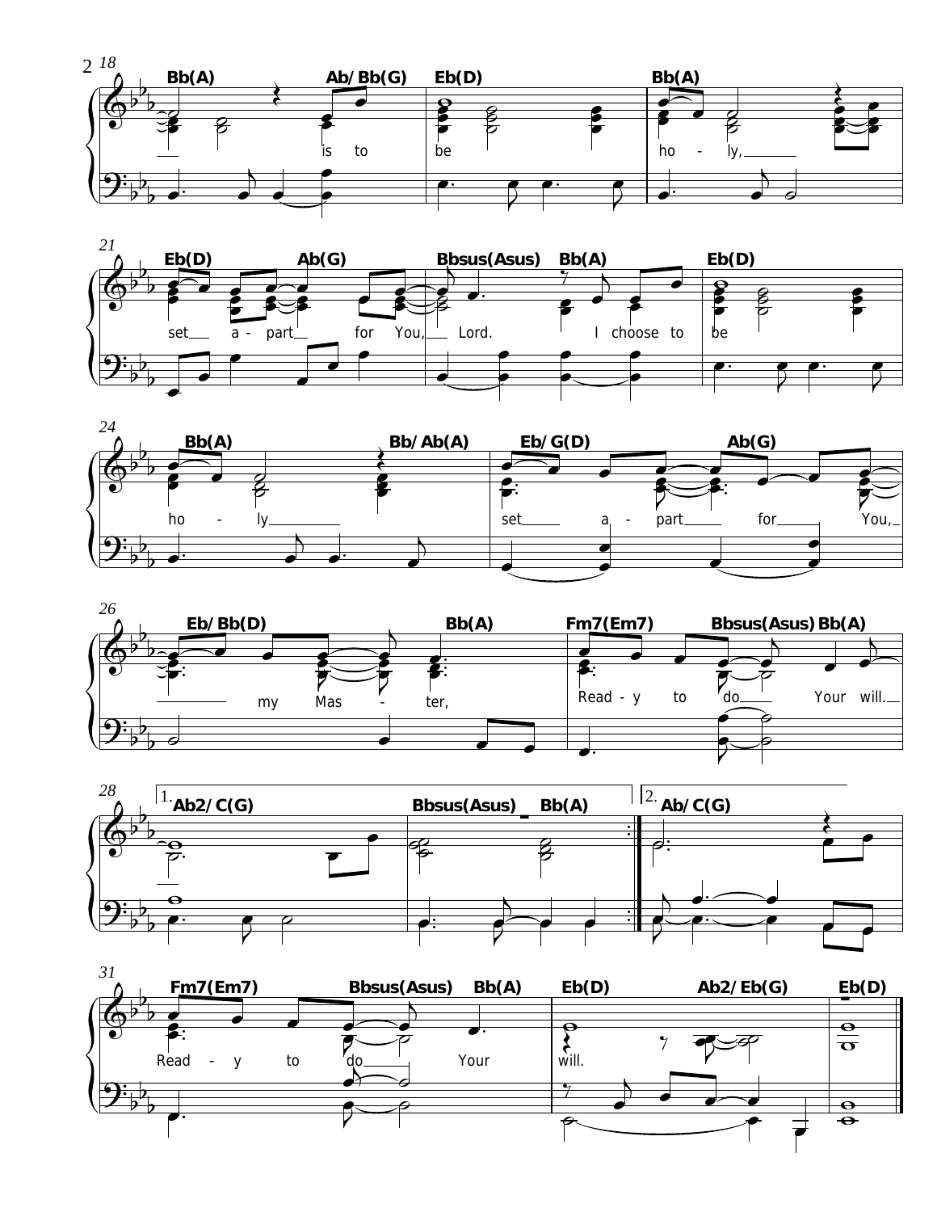18

Bb(A) Ab/Bb(G) Eb(D) Bb(A)

is to be ho - ly,

21

Eb(D) Ab(G) Bbsus(Asus) Bb(A) Eb(D)

set a - part for You, Lord. I choose to be

24

Bb(A) Bb/Ab(A) Eb/G(D) Ab(G)

ho - ly set a - part for You,

26

Eb/Bb(D) Bb(A) Fm7(Em7) Bbsus(Asus) Bb(A)

my Mas - ter, Read - y to do Your will.

28

1. Ab2/C(G) Bbsus(Asus) Bb(A) 2. Ab/C(G)

31

Fm7(Em7) Bbsus(Asus) Bb(A) Eb(D) Ab2/Eb(G) Eb(D)

Read - y to do Your will.